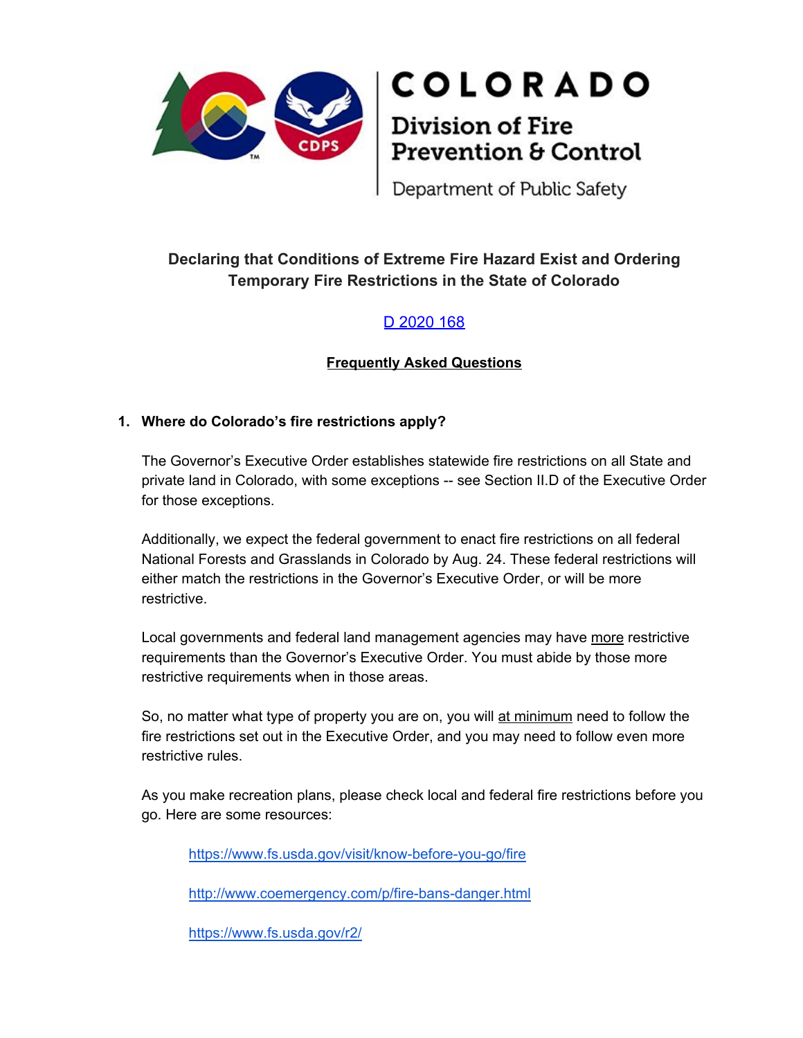COLORADO

Division of Fire Prevention & Control

Department of Public Safety

## Declaring that Conditions of Extreme Fire Hazard Exist and Ordering Temporary Fire Restrictions in the State of Colorado

[D 2020 168](D 2020 168)

**Frequently Asked Questions**

### 1. Where do Colorado's fire restrictions apply?

The Governor's Executive Order establishes statewide fire restrictions on all State and private land in Colorado, with some exceptions -- see Section II.D of the Executive Order for those exceptions.

Additionally, we expect the federal government to enact fire restrictions on all federal National Forests and Grasslands in Colorado by Aug. 24. These federal restrictions will either match the restrictions in the Governor's Executive Order, or will be more restrictive.

Local governments and federal land management agencies may have more restrictive requirements than the Governor's Executive Order. You must abide by those more restrictive requirements when in those areas.

So, no matter what type of property you are on, you will at minimum need to follow the fire restrictions set out in the Executive Order, and you may need to follow even more restrictive rules.

As you make recreation plans, please check local and federal fire restrictions before you go. Here are some resources:

https://www.fs.usda.gov/visit/know-before-you-go/fire

http://www.coemergency.com/p/fire-bans-danger.html

https://www.fs.usda.gov/r2/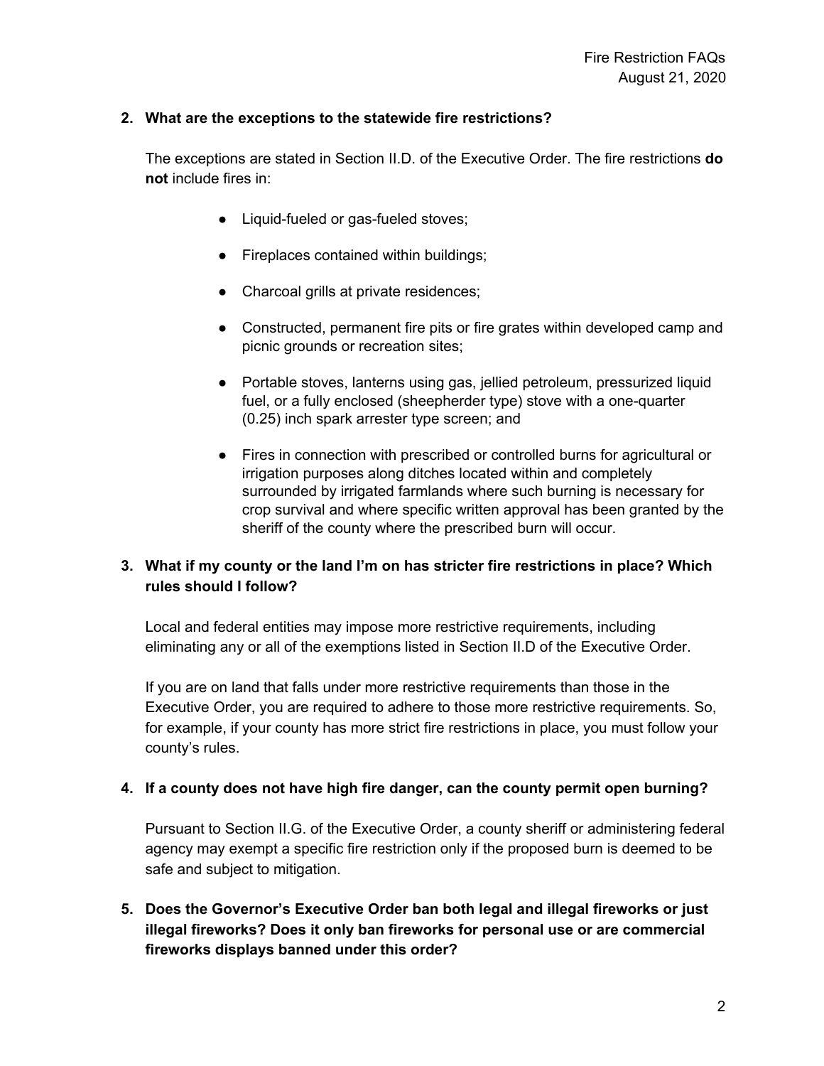**2. What are the exceptions to the statewide fire restrictions?**

The exceptions are stated in Section II.D. of the Executive Order. The fire restrictions **do not** include fires in:

- Liquid-fueled or gas-fueled stoves;
- Fireplaces contained within buildings;
- Charcoal grills at private residences;
- Constructed, permanent fire pits or fire grates within developed camp and picnic grounds or recreation sites;
- Portable stoves, lanterns using gas, jellied petroleum, pressurized liquid fuel, or a fully enclosed (sheepherder type) stove with a one-quarter (0.25) inch spark arrester type screen; and
- Fires in connection with prescribed or controlled burns for agricultural or irrigation purposes along ditches located within and completely surrounded by irrigated farmlands where such burning is necessary for crop survival and where specific written approval has been granted by the sheriff of the county where the prescribed burn will occur.

**3. What if my county or the land I'm on has stricter fire restrictions in place? Which rules should I follow?**

Local and federal entities may impose more restrictive requirements, including eliminating any or all of the exemptions listed in Section II.D of the Executive Order.

If you are on land that falls under more restrictive requirements than those in the Executive Order, you are required to adhere to those more restrictive requirements. So, for example, if your county has more strict fire restrictions in place, you must follow your county's rules.

**4. If a county does not have high fire danger, can the county permit open burning?**

Pursuant to Section II.G. of the Executive Order, a county sheriff or administering federal agency may exempt a specific fire restriction only if the proposed burn is deemed to be safe and subject to mitigation.

**5. Does the Governor's Executive Order ban both legal and illegal fireworks or just illegal fireworks? Does it only ban fireworks for personal use or are commercial fireworks displays banned under this order?**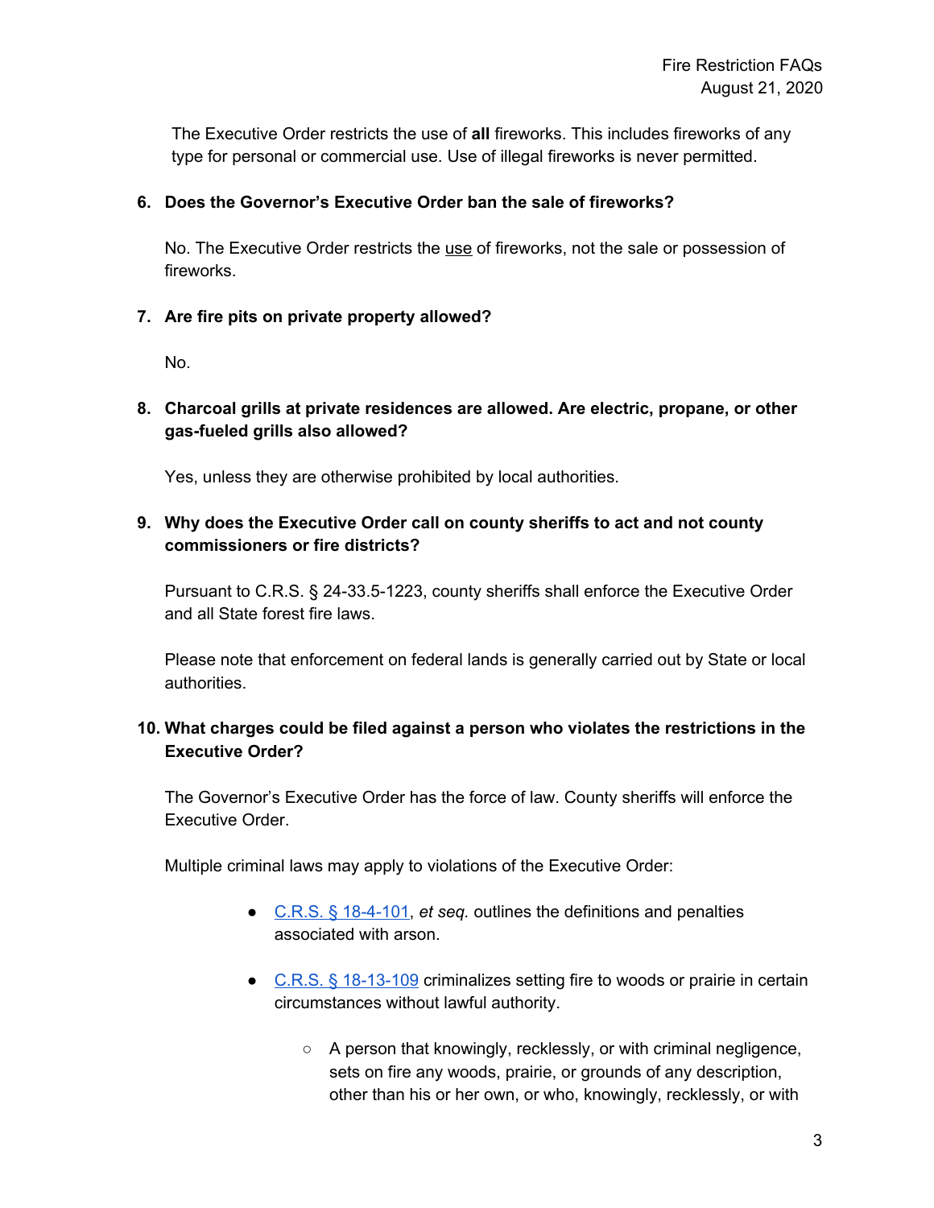The Executive Order restricts the use of **all** fireworks. This includes fireworks of any type for personal or commercial use. Use of illegal fireworks is never permitted.

6. **Does the Governor's Executive Order ban the sale of fireworks?**

   No. The Executive Order restricts the use of fireworks, not the sale or possession of fireworks.

7. **Are fire pits on private property allowed?**

   No.

8. **Charcoal grills at private residences are allowed. Are electric, propane, or other gas-fueled grills also allowed?**

   Yes, unless they are otherwise prohibited by local authorities.

9. **Why does the Executive Order call on county sheriffs to act and not county commissioners or fire districts?**

   Pursuant to C.R.S. § 24-33.5-1223, county sheriffs shall enforce the Executive Order and all State forest fire laws.

   Please note that enforcement on federal lands is generally carried out by State or local authorities.

10. **What charges could be filed against a person who violates the restrictions in the Executive Order?**

    The Governor's Executive Order has the force of law. County sheriffs will enforce the Executive Order.

    Multiple criminal laws may apply to violations of the Executive Order:

    - C.R.S. § 18-4-101, *et seq.* outlines the definitions and penalties associated with arson.
    - C.R.S. § 18-13-109 criminalizes setting fire to woods or prairie in certain circumstances without lawful authority.
        - A person that knowingly, recklessly, or with criminal negligence, sets on fire any woods, prairie, or grounds of any description, other than his or her own, or who, knowingly, recklessly, or with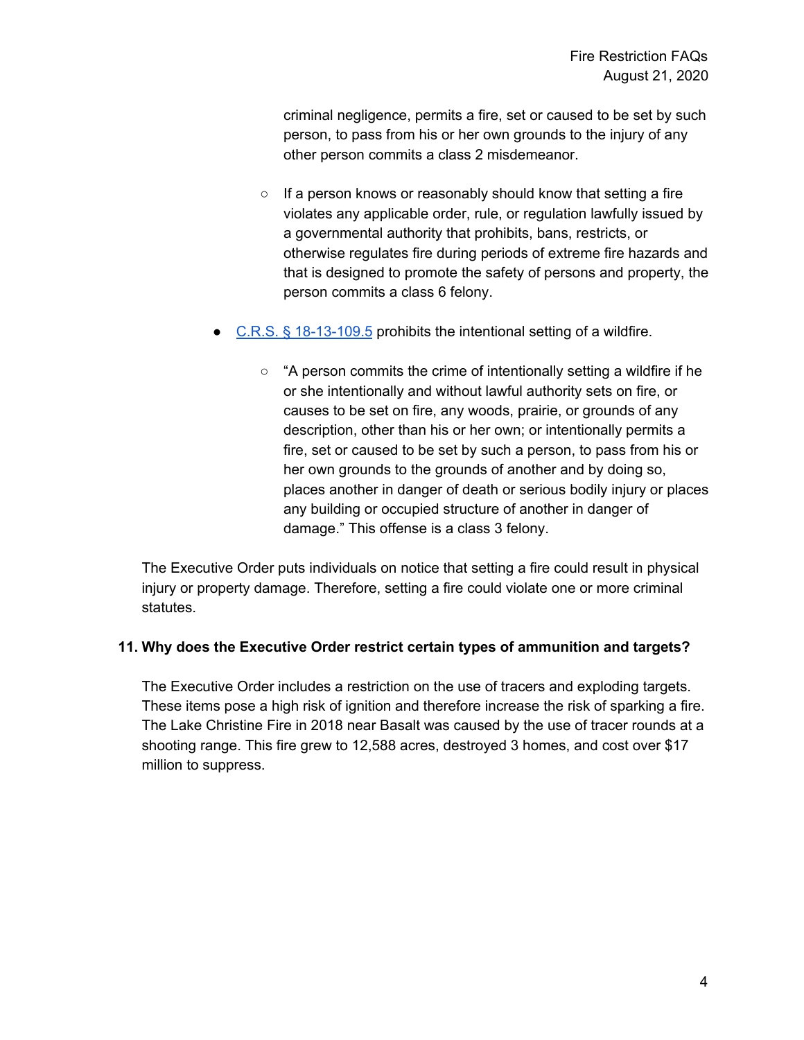criminal negligence, permits a fire, set or caused to be set by such person, to pass from his or her own grounds to the injury of any other person commits a class 2 misdemeanor.

    - If a person knows or reasonably should know that setting a fire violates any applicable order, rule, or regulation lawfully issued by a governmental authority that prohibits, bans, restricts, or otherwise regulates fire during periods of extreme fire hazards and that is designed to promote the safety of persons and property, the person commits a class 6 felony.

- C.R.S. § 18-13-109.5 prohibits the intentional setting of a wildfire.
    - "A person commits the crime of intentionally setting a wildfire if he or she intentionally and without lawful authority sets on fire, or causes to be set on fire, any woods, prairie, or grounds of any description, other than his or her own; or intentionally permits a fire, set or caused to be set by such a person, to pass from his or her own grounds to the grounds of another and by doing so, places another in danger of death or serious bodily injury or places any building or occupied structure of another in danger of damage." This offense is a class 3 felony.

The Executive Order puts individuals on notice that setting a fire could result in physical injury or property damage. Therefore, setting a fire could violate one or more criminal statutes.

**11. Why does the Executive Order restrict certain types of ammunition and targets?**

The Executive Order includes a restriction on the use of tracers and exploding targets. These items pose a high risk of ignition and therefore increase the risk of sparking a fire. The Lake Christine Fire in 2018 near Basalt was caused by the use of tracer rounds at a shooting range. This fire grew to 12,588 acres, destroyed 3 homes, and cost over $17 million to suppress.